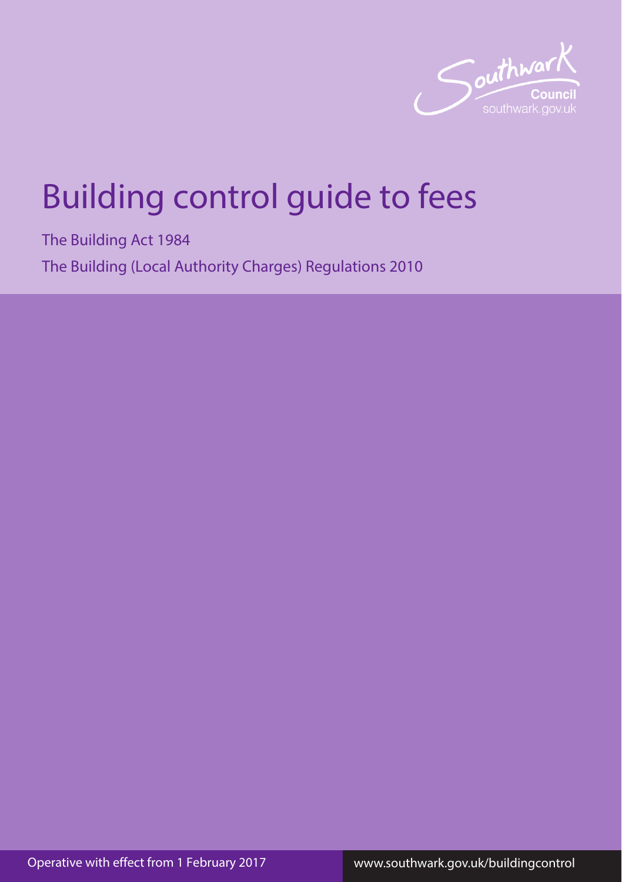Southwark Council
southwark.gov.uk

# Building control guide to fees

The Building Act 1984

The Building (Local Authority Charges) Regulations 2010

Operative with effect from 1 February 2017

www.southwark.gov.uk/buildingcontrol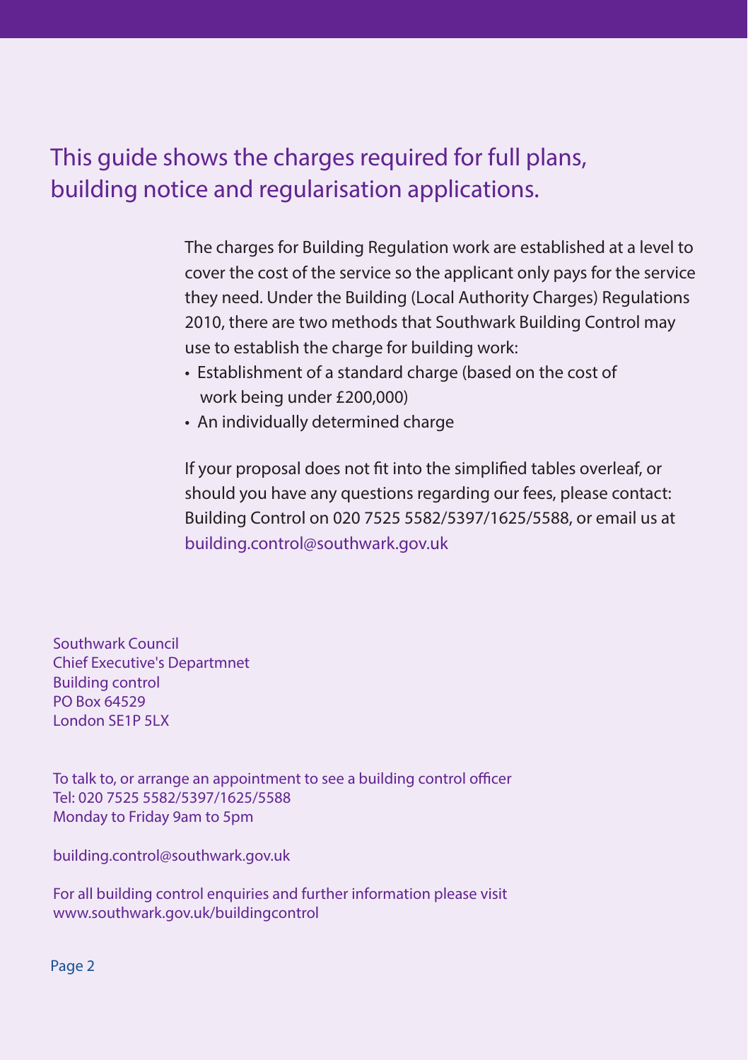## This guide shows the charges required for full plans, building notice and regularisation applications.

The charges for Building Regulation work are established at a level to cover the cost of the service so the applicant only pays for the service they need. Under the Building (Local Authority Charges) Regulations 2010, there are two methods that Southwark Building Control may use to establish the charge for building work:

- Establishment of a standard charge (based on the cost of work being under £200,000)
- An individually determined charge

If your proposal does not fit into the simplified tables overleaf, or should you have any questions regarding our fees, please contact: Building Control on 020 7525 5582/5397/1625/5588, or email us at building.control@southwark.gov.uk

Southwark Council
Chief Executive's Departmnet
Building control
PO Box 64529
London SE1P 5LX

To talk to, or arrange an appointment to see a building control officer
Tel: 020 7525 5582/5397/1625/5588
Monday to Friday 9am to 5pm

building.control@southwark.gov.uk

For all building control enquiries and further information please visit
www.southwark.gov.uk/buildingcontrol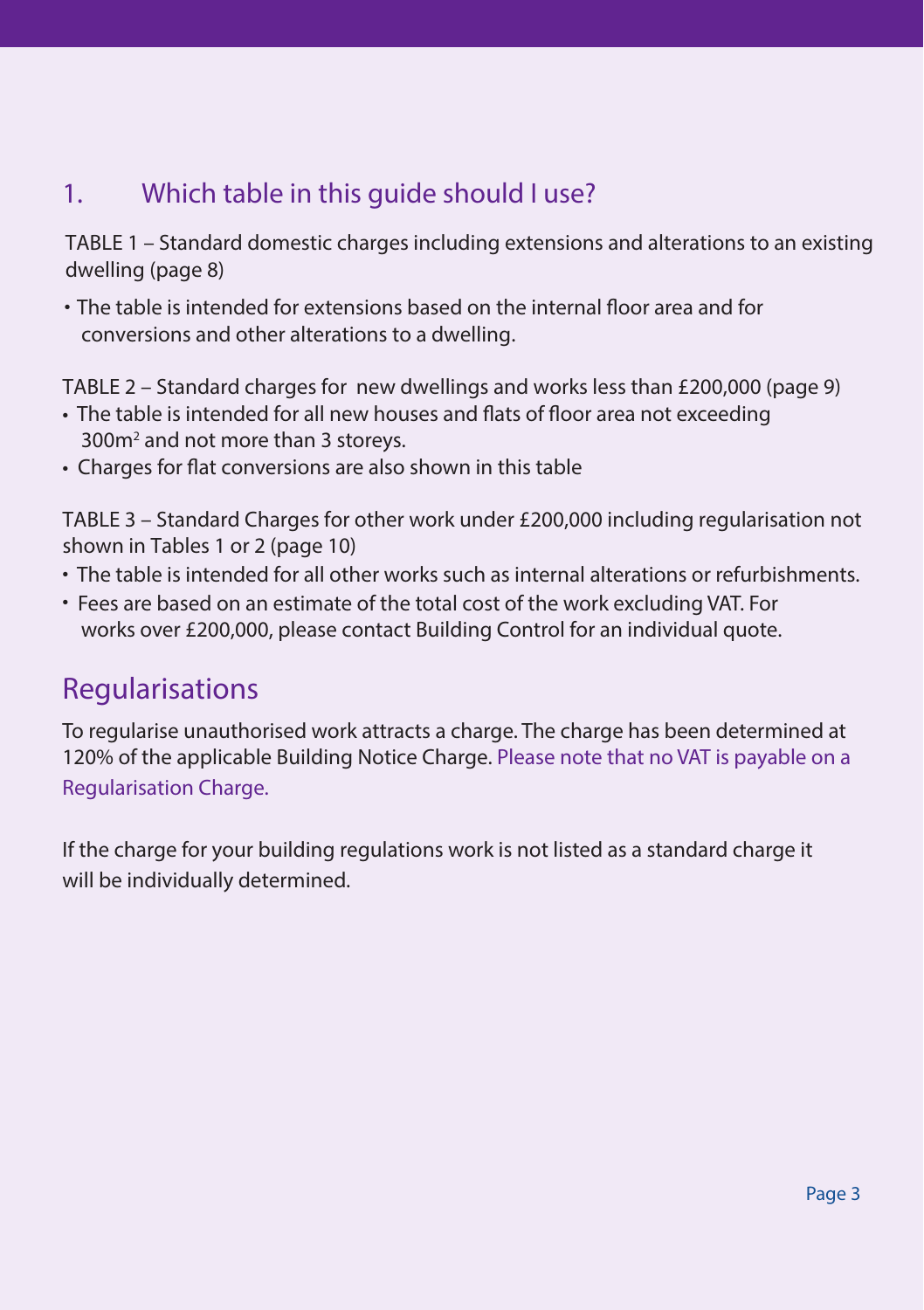## 1. Which table in this guide should I use?

TABLE 1 – Standard domestic charges including extensions and alterations to an existing dwelling (page 8)

- The table is intended for extensions based on the internal floor area and for conversions and other alterations to a dwelling.

TABLE 2 – Standard charges for new dwellings and works less than £200,000 (page 9)

- The table is intended for all new houses and flats of floor area not exceeding 300m$^2$ and not more than 3 storeys.
- Charges for flat conversions are also shown in this table

TABLE 3 – Standard Charges for other work under £200,000 including regularisation not shown in Tables 1 or 2 (page 10)

- The table is intended for all other works such as internal alterations or refurbishments.
- Fees are based on an estimate of the total cost of the work excluding VAT. For works over £200,000, please contact Building Control for an individual quote.

## Regularisations

To regularise unauthorised work attracts a charge. The charge has been determined at 120% of the applicable Building Notice Charge. Please note that no VAT is payable on a Regularisation Charge.

If the charge for your building regulations work is not listed as a standard charge it will be individually determined.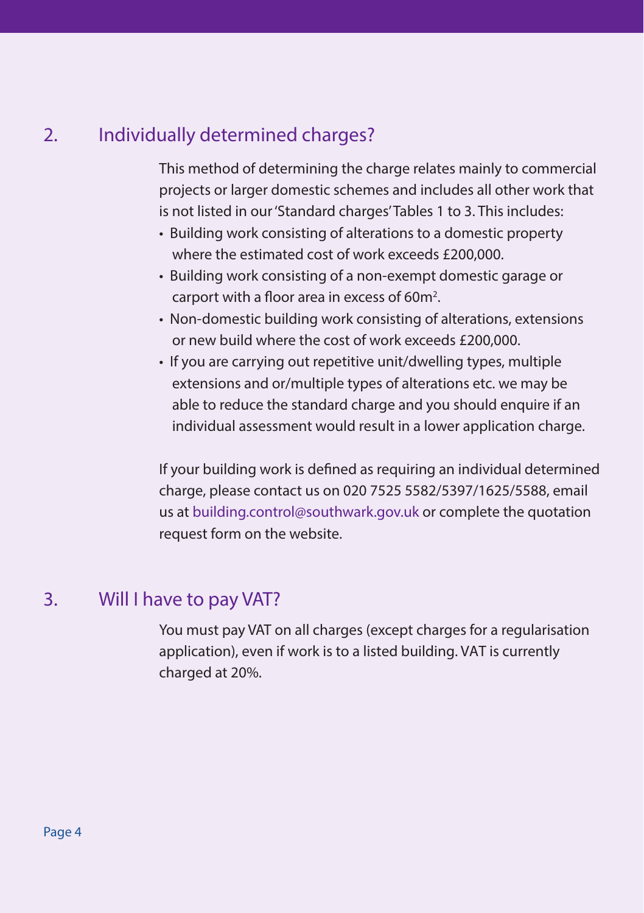## 2. Individually determined charges?

This method of determining the charge relates mainly to commercial projects or larger domestic schemes and includes all other work that is not listed in our 'Standard charges' Tables 1 to 3. This includes:

- Building work consisting of alterations to a domestic property where the estimated cost of work exceeds £200,000.
- Building work consisting of a non-exempt domestic garage or carport with a floor area in excess of $60m^2$.
- Non-domestic building work consisting of alterations, extensions or new build where the cost of work exceeds £200,000.
- If you are carrying out repetitive unit/dwelling types, multiple extensions and or/multiple types of alterations etc. we may be able to reduce the standard charge and you should enquire if an individual assessment would result in a lower application charge.

If your building work is defined as requiring an individual determined charge, please contact us on 020 7525 5582/5397/1625/5588, email us at building.control@southwark.gov.uk or complete the quotation request form on the website.

## 3. Will I have to pay VAT?

You must pay VAT on all charges (except charges for a regularisation application), even if work is to a listed building. VAT is currently charged at 20%.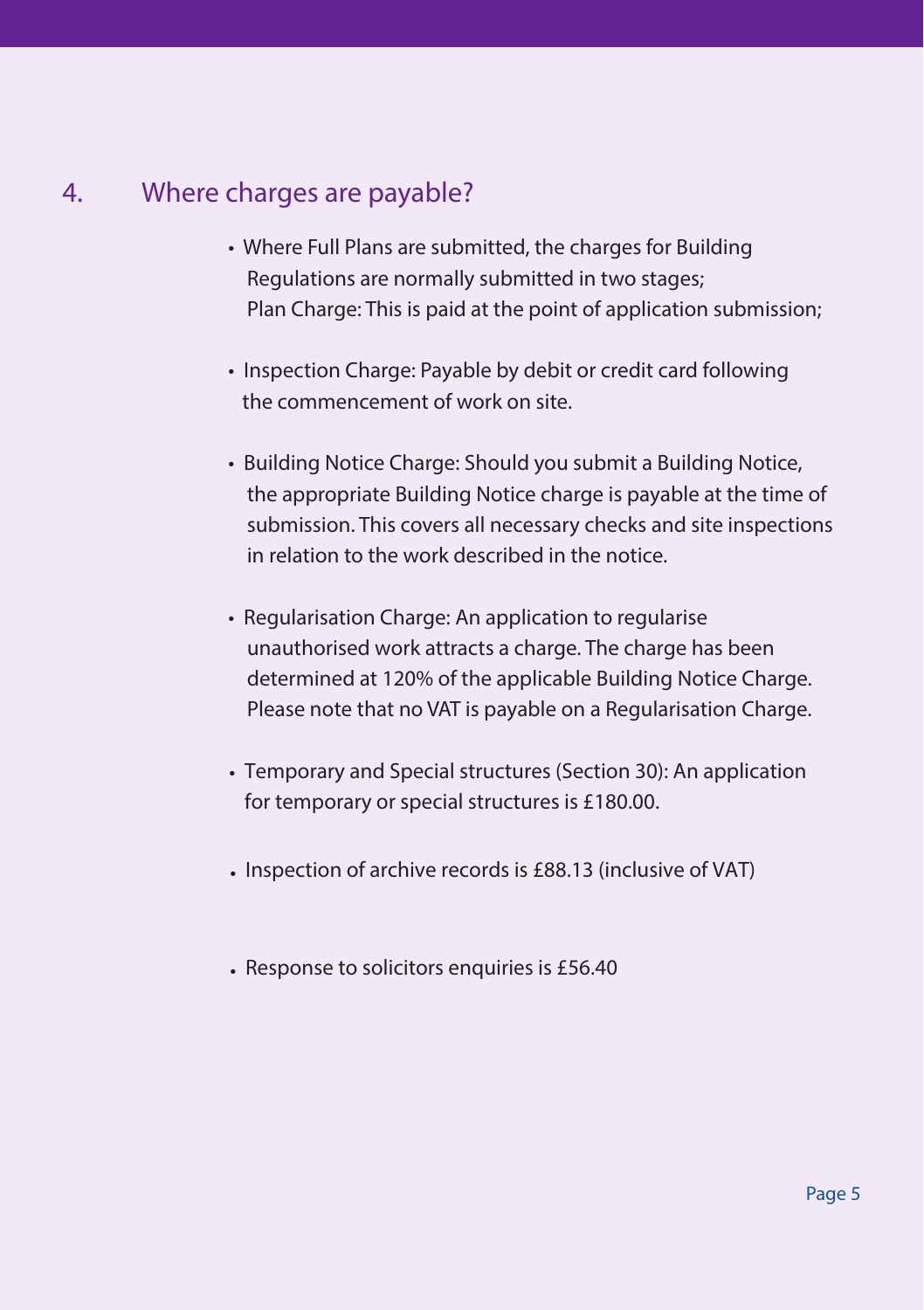## 4. Where charges are payable?

- Where Full Plans are submitted, the charges for Building Regulations are normally submitted in two stages;
  Plan Charge: This is paid at the point of application submission;
- Inspection Charge: Payable by debit or credit card following the commencement of work on site.
- Building Notice Charge: Should you submit a Building Notice, the appropriate Building Notice charge is payable at the time of submission. This covers all necessary checks and site inspections in relation to the work described in the notice.
- Regularisation Charge: An application to regularise unauthorised work attracts a charge. The charge has been determined at 120% of the applicable Building Notice Charge. Please note that no VAT is payable on a Regularisation Charge.
- Temporary and Special structures (Section 30): An application for temporary or special structures is £180.00.
- Inspection of archive records is £88.13 (inclusive of VAT)
- Response to solicitors enquiries is £56.40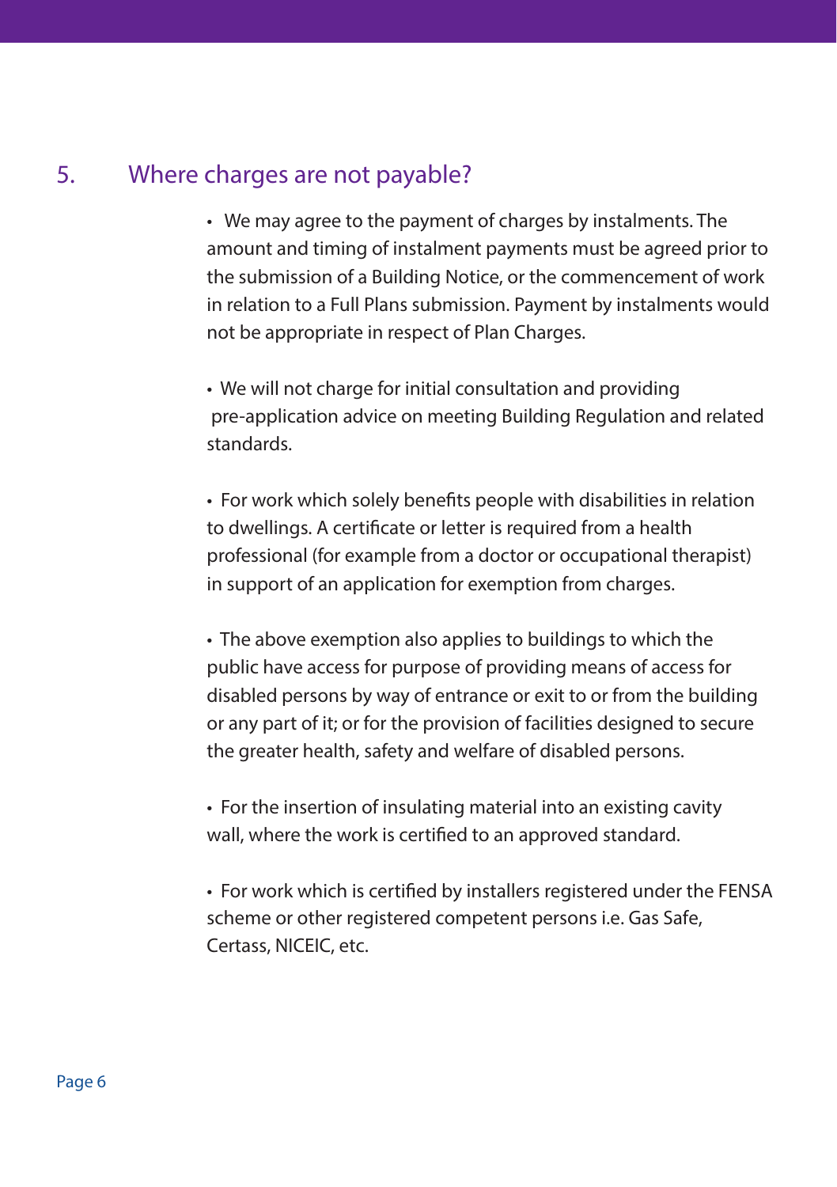## 5. Where charges are not payable?

- We may agree to the payment of charges by instalments. The amount and timing of instalment payments must be agreed prior to the submission of a Building Notice, or the commencement of work in relation to a Full Plans submission. Payment by instalments would not be appropriate in respect of Plan Charges.

- We will not charge for initial consultation and providing pre-application advice on meeting Building Regulation and related standards.

- For work which solely benefits people with disabilities in relation to dwellings. A certificate or letter is required from a health professional (for example from a doctor or occupational therapist) in support of an application for exemption from charges.

- The above exemption also applies to buildings to which the public have access for purpose of providing means of access for disabled persons by way of entrance or exit to or from the building or any part of it; or for the provision of facilities designed to secure the greater health, safety and welfare of disabled persons.

- For the insertion of insulating material into an existing cavity wall, where the work is certified to an approved standard.

- For work which is certified by installers registered under the FENSA scheme or other registered competent persons i.e. Gas Safe, Certass, NICEIC, etc.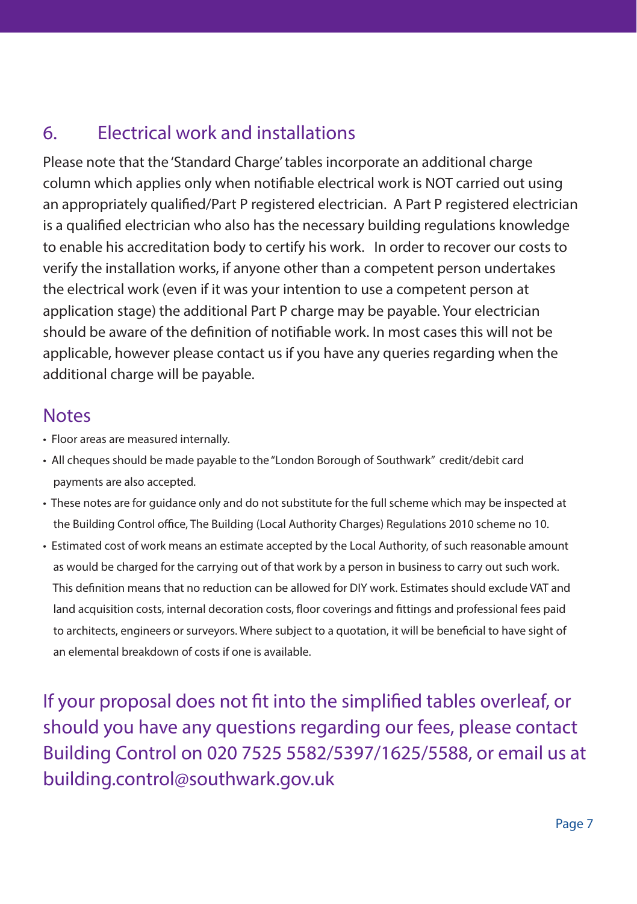## 6. Electrical work and installations

Please note that the 'Standard Charge' tables incorporate an additional charge column which applies only when notifiable electrical work is NOT carried out using an appropriately qualified/Part P registered electrician. A Part P registered electrician is a qualified electrician who also has the necessary building regulations knowledge to enable his accreditation body to certify his work. In order to recover our costs to verify the installation works, if anyone other than a competent person undertakes the electrical work (even if it was your intention to use a competent person at application stage) the additional Part P charge may be payable. Your electrician should be aware of the definition of notifiable work. In most cases this will not be applicable, however please contact us if you have any queries regarding when the additional charge will be payable.

## Notes

- Floor areas are measured internally.
- All cheques should be made payable to the "London Borough of Southwark" credit/debit card payments are also accepted.
- These notes are for guidance only and do not substitute for the full scheme which may be inspected at the Building Control office, The Building (Local Authority Charges) Regulations 2010 scheme no 10.
- Estimated cost of work means an estimate accepted by the Local Authority, of such reasonable amount as would be charged for the carrying out of that work by a person in business to carry out such work. This definition means that no reduction can be allowed for DIY work. Estimates should exclude VAT and land acquisition costs, internal decoration costs, floor coverings and fittings and professional fees paid to architects, engineers or surveyors. Where subject to a quotation, it will be beneficial to have sight of an elemental breakdown of costs if one is available.

If your proposal does not fit into the simplified tables overleaf, or should you have any questions regarding our fees, please contact Building Control on 020 7525 5582/5397/1625/5588, or email us at building.control@southwark.gov.uk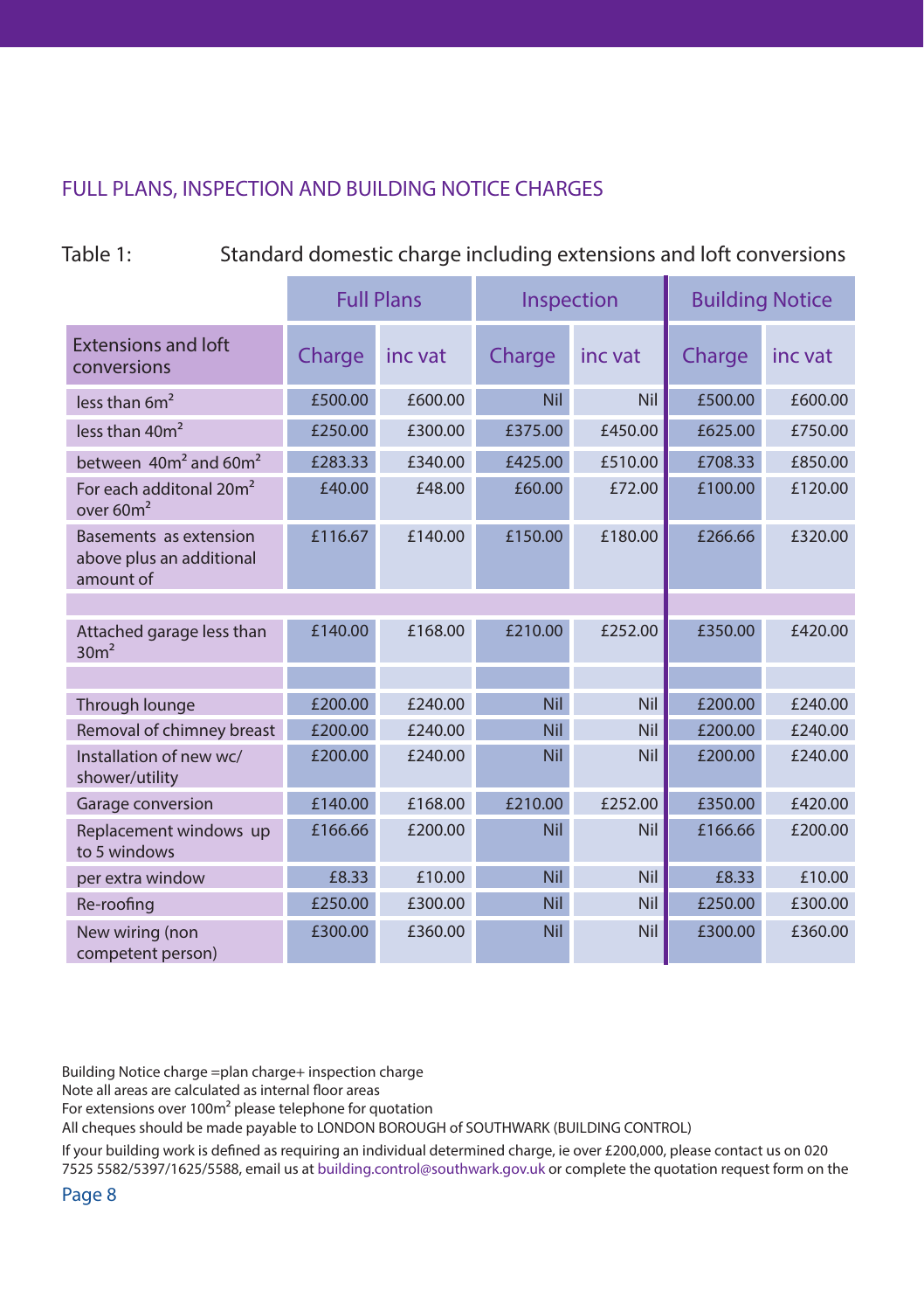## FULL PLANS, INSPECTION AND BUILDING NOTICE CHARGES

Table 1: Standard domestic charge including extensions and loft conversions

| | Full Plans | | Inspection | | Building Notice | |
|---|---|---|---|---|---|---|
| Extensions and loft conversions | Charge | inc vat | Charge | inc vat | Charge | inc vat |
| less than $6m^2$ | £500.00 | £600.00 | Nil | Nil | £500.00 | £600.00 |
| less than $40m^2$ | £250.00 | £300.00 | £375.00 | £450.00 | £625.00 | £750.00 |
| between $40m^2$ and $60m^2$ | £283.33 | £340.00 | £425.00 | £510.00 | £708.33 | £850.00 |
| For each additonal $20m^2$ over $60m^2$ | £40.00 | £48.00 | £60.00 | £72.00 | £100.00 | £120.00 |
| Basements as extension above plus an additional amount of | £116.67 | £140.00 | £150.00 | £180.00 | £266.66 | £320.00 |
| | | | | | | |
| Attached garage less than $30m^2$ | £140.00 | £168.00 | £210.00 | £252.00 | £350.00 | £420.00 |
| | | | | | | |
| Through lounge | £200.00 | £240.00 | Nil | Nil | £200.00 | £240.00 |
| Removal of chimney breast | £200.00 | £240.00 | Nil | Nil | £200.00 | £240.00 |
| Installation of new wc/ shower/utility | £200.00 | £240.00 | Nil | Nil | £200.00 | £240.00 |
| Garage conversion | £140.00 | £168.00 | £210.00 | £252.00 | £350.00 | £420.00 |
| Replacement windows up to 5 windows | £166.66 | £200.00 | Nil | Nil | £166.66 | £200.00 |
| per extra window | £8.33 | £10.00 | Nil | Nil | £8.33 | £10.00 |
| Re-roofing | £250.00 | £300.00 | Nil | Nil | £250.00 | £300.00 |
| New wiring (non competent person) | £300.00 | £360.00 | Nil | Nil | £300.00 | £360.00 |

Building Notice charge =plan charge+ inspection charge
Note all areas are calculated as internal floor areas
For extensions over $100m^2$ please telephone for quotation
All cheques should be made payable to LONDON BOROUGH of SOUTHWARK (BUILDING CONTROL)

If your building work is defined as requiring an individual determined charge, ie over £200,000, please contact us on 020 7525 5582/5397/1625/5588, email us at building.control@southwark.gov.uk or complete the quotation request form on the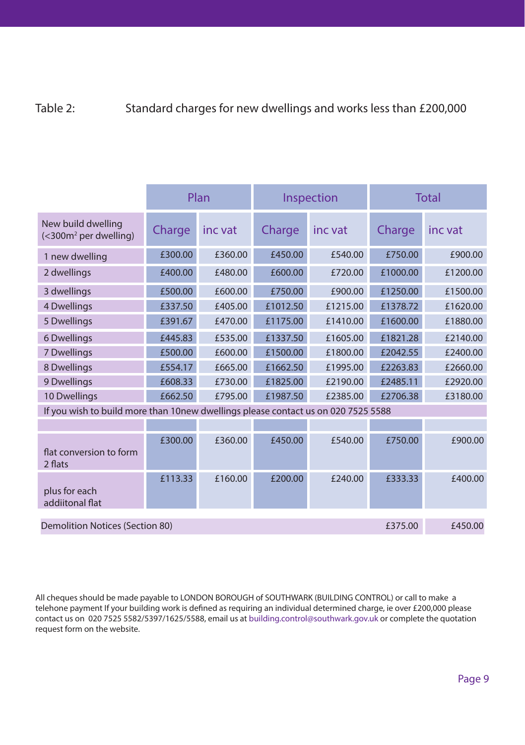Table 2: Standard charges for new dwellings and works less than £200,000

| | Plan | | Inspection | | Total | |
|---|---|---|---|---|---|---|
| New build dwelling (<300m² per dwelling) | Charge | inc vat | Charge | inc vat | Charge | inc vat |
| 1 new dwelling | £300.00 | £360.00 | £450.00 | £540.00 | £750.00 | £900.00 |
| 2 dwellings | £400.00 | £480.00 | £600.00 | £720.00 | £1000.00 | £1200.00 |
| 3 dwellings | £500.00 | £600.00 | £750.00 | £900.00 | £1250.00 | £1500.00 |
| 4 Dwellings | £337.50 | £405.00 | £1012.50 | £1215.00 | £1378.72 | £1620.00 |
| 5 Dwellings | £391.67 | £470.00 | £1175.00 | £1410.00 | £1600.00 | £1880.00 |
| 6 Dwellings | £445.83 | £535.00 | £1337.50 | £1605.00 | £1821.28 | £2140.00 |
| 7 Dwellings | £500.00 | £600.00 | £1500.00 | £1800.00 | £2042.55 | £2400.00 |
| 8 Dwellings | £554.17 | £665.00 | £1662.50 | £1995.00 | £2263.83 | £2660.00 |
| 9 Dwellings | £608.33 | £730.00 | £1825.00 | £2190.00 | £2485.11 | £2920.00 |
| 10 Dwellings | £662.50 | £795.00 | £1987.50 | £2385.00 | £2706.38 | £3180.00 |
| If you wish to build more than 10new dwellings please contact us on 020 7525 5588 | | | | | | |
| | | | | | | |
| flat conversion to form 2 flats | £300.00 | £360.00 | £450.00 | £540.00 | £750.00 | £900.00 |
| plus for each addiitonal flat | £113.33 | £160.00 | £200.00 | £240.00 | £333.33 | £400.00 |
| Demolition Notices (Section 80) | | | | | £375.00 | £450.00 |

All cheques should be made payable to LONDON BOROUGH of SOUTHWARK (BUILDING CONTROL) or call to make a telehone payment If your building work is defined as requiring an individual determined charge, ie over £200,000 please contact us on 020 7525 5582/5397/1625/5588, email us at building.control@southwark.gov.uk or complete the quotation request form on the website.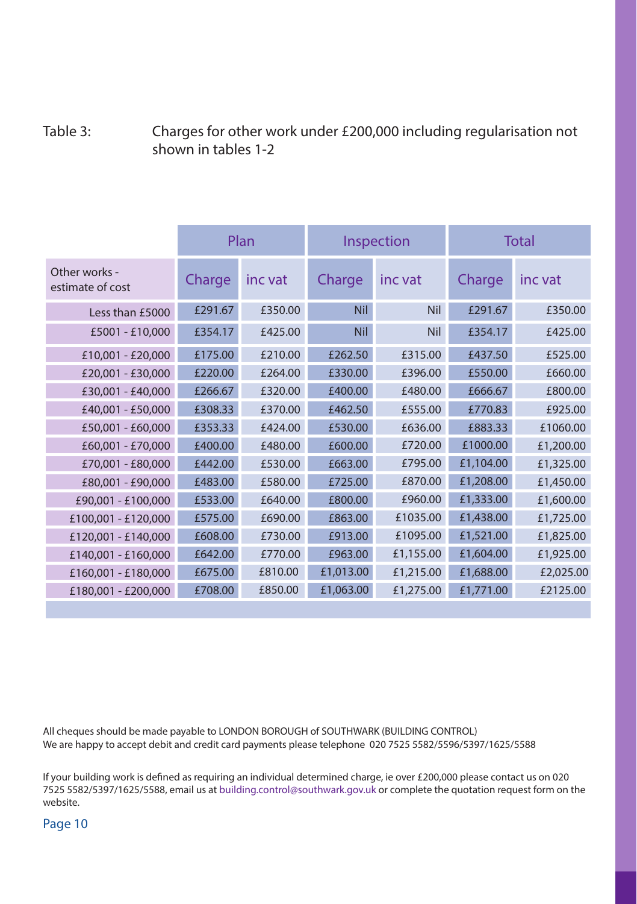Table 3: Charges for other work under £200,000 including regularisation not shown in tables 1-2

| | Plan | | Inspection | | Total | |
|---|---|---|---|---|---|---|
| Other works - estimate of cost | Charge | inc vat | Charge | inc vat | Charge | inc vat |
| Less than £5000 | £291.67 | £350.00 | Nil | Nil | £291.67 | £350.00 |
| £5001 - £10,000 | £354.17 | £425.00 | Nil | Nil | £354.17 | £425.00 |
| £10,001 - £20,000 | £175.00 | £210.00 | £262.50 | £315.00 | £437.50 | £525.00 |
| £20,001 - £30,000 | £220.00 | £264.00 | £330.00 | £396.00 | £550.00 | £660.00 |
| £30,001 - £40,000 | £266.67 | £320.00 | £400.00 | £480.00 | £666.67 | £800.00 |
| £40,001 - £50,000 | £308.33 | £370.00 | £462.50 | £555.00 | £770.83 | £925.00 |
| £50,001 - £60,000 | £353.33 | £424.00 | £530.00 | £636.00 | £883.33 | £1060.00 |
| £60,001 - £70,000 | £400.00 | £480.00 | £600.00 | £720.00 | £1000.00 | £1,200.00 |
| £70,001 - £80,000 | £442.00 | £530.00 | £663.00 | £795.00 | £1,104.00 | £1,325.00 |
| £80,001 - £90,000 | £483.00 | £580.00 | £725.00 | £870.00 | £1,208.00 | £1,450.00 |
| £90,001 - £100,000 | £533.00 | £640.00 | £800.00 | £960.00 | £1,333.00 | £1,600.00 |
| £100,001 - £120,000 | £575.00 | £690.00 | £863.00 | £1035.00 | £1,438.00 | £1,725.00 |
| £120,001 - £140,000 | £608.00 | £730.00 | £913.00 | £1095.00 | £1,521.00 | £1,825.00 |
| £140,001 - £160,000 | £642.00 | £770.00 | £963.00 | £1,155.00 | £1,604.00 | £1,925.00 |
| £160,001 - £180,000 | £675.00 | £810.00 | £1,013.00 | £1,215.00 | £1,688.00 | £2,025.00 |
| £180,001 - £200,000 | £708.00 | £850.00 | £1,063.00 | £1,275.00 | £1,771.00 | £2125.00 |

All cheques should be made payable to LONDON BOROUGH of SOUTHWARK (BUILDING CONTROL)
We are happy to accept debit and credit card payments please telephone 020 7525 5582/5596/5397/1625/5588

If your building work is defined as requiring an individual determined charge, ie over £200,000 please contact us on 020 7525 5582/5397/1625/5588, email us at building.control@southwark.gov.uk or complete the quotation request form on the website.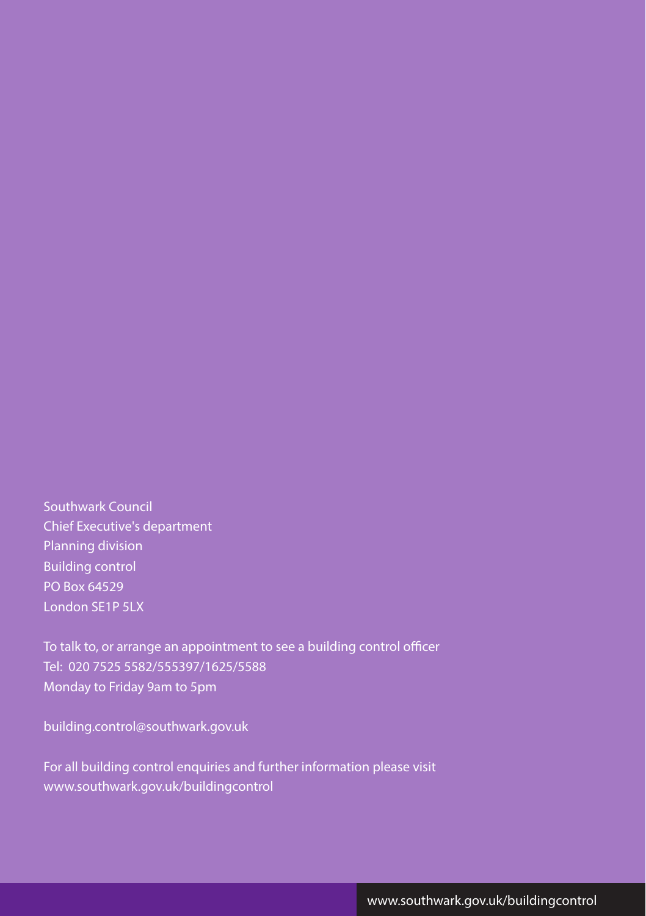Southwark Council
Chief Executive's department
Planning division
Building control
PO Box 64529
London SE1P 5LX

To talk to, or arrange an appointment to see a building control officer
Tel: 020 7525 5582/555397/1625/5588
Monday to Friday 9am to 5pm

building.control@southwark.gov.uk

For all building control enquiries and further information please visit
www.southwark.gov.uk/buildingcontrol